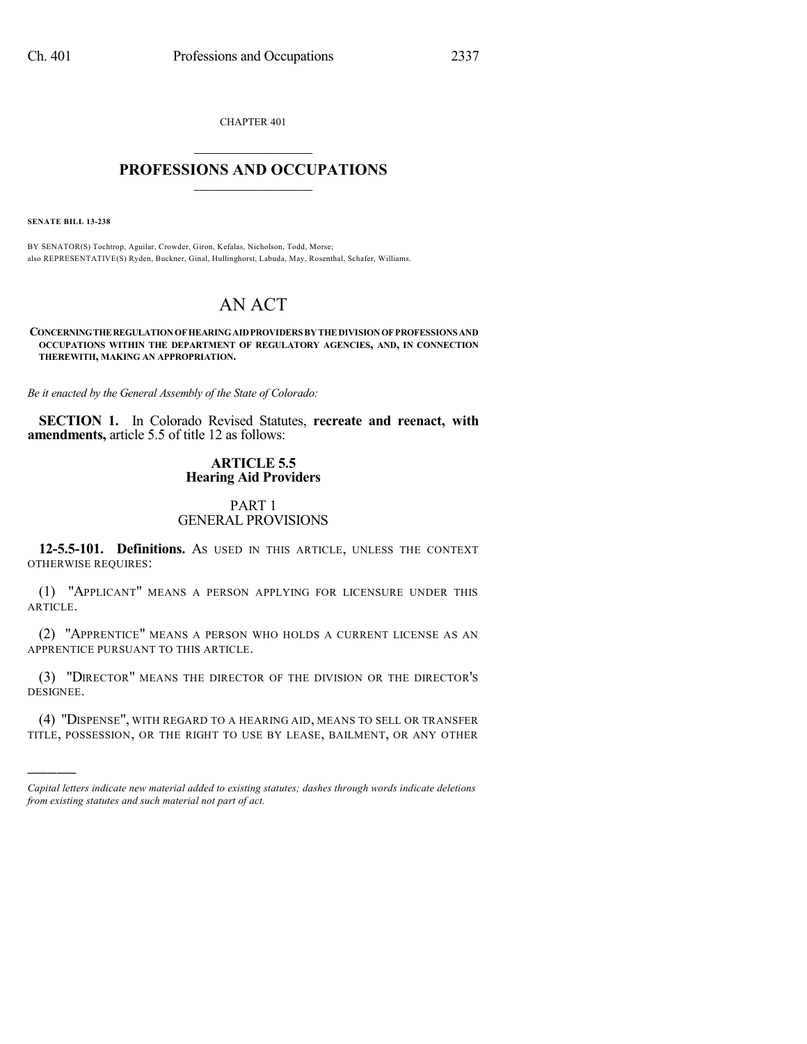CHAPTER 401

# PROFESSIONS AND OCCUPATIONS

**SENATE BILL 13-238**

BY SENATOR(S) Tochtrop, Aguilar, Crowder, Giron, Kefalas, Nicholson, Todd, Morse;
also REPRESENTATIVE(S) Ryden, Buckner, Ginal, Hullinghorst, Labuda, May, Rosenthal, Schafer, Williams.

# AN ACT

**CONCERNING THE REGULATION OF HEARING AID PROVIDERS BY THE DIVISION OF PROFESSIONS AND OCCUPATIONS WITHIN THE DEPARTMENT OF REGULATORY AGENCIES, AND, IN CONNECTION THEREWITH, MAKING AN APPROPRIATION.**

*Be it enacted by the General Assembly of the State of Colorado:*

**SECTION 1.** In Colorado Revised Statutes, **recreate and reenact, with amendments,** article 5.5 of title 12 as follows:

## ARTICLE 5.5
## Hearing Aid Providers

### PART 1
### GENERAL PROVISIONS

**12-5.5-101. Definitions.** AS USED IN THIS ARTICLE, UNLESS THE CONTEXT OTHERWISE REQUIRES:

(1) "APPLICANT" MEANS A PERSON APPLYING FOR LICENSURE UNDER THIS ARTICLE.

(2) "APPRENTICE" MEANS A PERSON WHO HOLDS A CURRENT LICENSE AS AN APPRENTICE PURSUANT TO THIS ARTICLE.

(3) "DIRECTOR" MEANS THE DIRECTOR OF THE DIVISION OR THE DIRECTOR'S DESIGNEE.

(4) "DISPENSE", WITH REGARD TO A HEARING AID, MEANS TO SELL OR TRANSFER TITLE, POSSESSION, OR THE RIGHT TO USE BY LEASE, BAILMENT, OR ANY OTHER

---

*Capital letters indicate new material added to existing statutes; dashes through words indicate deletions from existing statutes and such material not part of act.*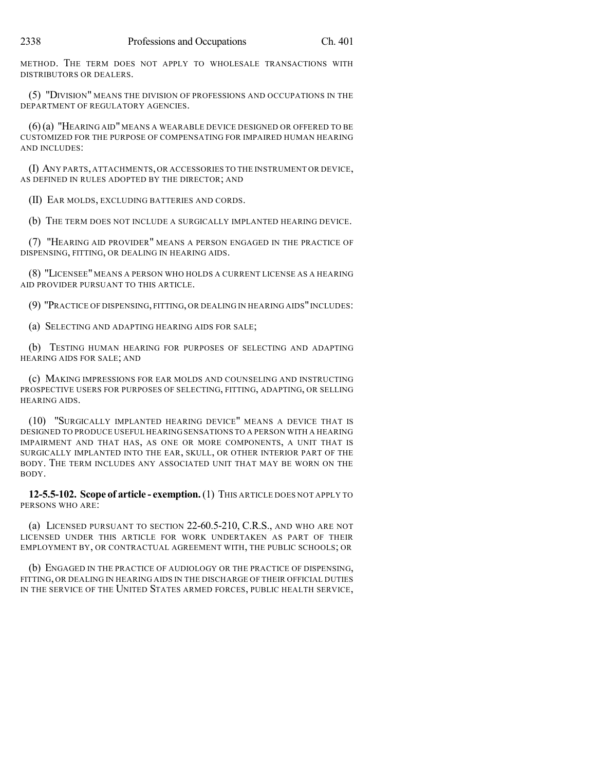METHOD. THE TERM DOES NOT APPLY TO WHOLESALE TRANSACTIONS WITH DISTRIBUTORS OR DEALERS.

(5) "DIVISION" MEANS THE DIVISION OF PROFESSIONS AND OCCUPATIONS IN THE DEPARTMENT OF REGULATORY AGENCIES.

(6) (a) "HEARING AID" MEANS A WEARABLE DEVICE DESIGNED OR OFFERED TO BE CUSTOMIZED FOR THE PURPOSE OF COMPENSATING FOR IMPAIRED HUMAN HEARING AND INCLUDES:

(I) ANY PARTS, ATTACHMENTS, OR ACCESSORIES TO THE INSTRUMENT OR DEVICE, AS DEFINED IN RULES ADOPTED BY THE DIRECTOR; AND

(II) EAR MOLDS, EXCLUDING BATTERIES AND CORDS.

(b) THE TERM DOES NOT INCLUDE A SURGICALLY IMPLANTED HEARING DEVICE.

(7) "HEARING AID PROVIDER" MEANS A PERSON ENGAGED IN THE PRACTICE OF DISPENSING, FITTING, OR DEALING IN HEARING AIDS.

(8) "LICENSEE" MEANS A PERSON WHO HOLDS A CURRENT LICENSE AS A HEARING AID PROVIDER PURSUANT TO THIS ARTICLE.

(9) "PRACTICE OF DISPENSING, FITTING, OR DEALING IN HEARING AIDS" INCLUDES:

(a) SELECTING AND ADAPTING HEARING AIDS FOR SALE;

(b) TESTING HUMAN HEARING FOR PURPOSES OF SELECTING AND ADAPTING HEARING AIDS FOR SALE; AND

(c) MAKING IMPRESSIONS FOR EAR MOLDS AND COUNSELING AND INSTRUCTING PROSPECTIVE USERS FOR PURPOSES OF SELECTING, FITTING, ADAPTING, OR SELLING HEARING AIDS.

(10) "SURGICALLY IMPLANTED HEARING DEVICE" MEANS A DEVICE THAT IS DESIGNED TO PRODUCE USEFUL HEARING SENSATIONS TO A PERSON WITH A HEARING IMPAIRMENT AND THAT HAS, AS ONE OR MORE COMPONENTS, A UNIT THAT IS SURGICALLY IMPLANTED INTO THE EAR, SKULL, OR OTHER INTERIOR PART OF THE BODY. THE TERM INCLUDES ANY ASSOCIATED UNIT THAT MAY BE WORN ON THE BODY.

**12-5.5-102. Scope of article - exemption.** (1) THIS ARTICLE DOES NOT APPLY TO PERSONS WHO ARE:

(a) LICENSED PURSUANT TO SECTION 22-60.5-210, C.R.S., AND WHO ARE NOT LICENSED UNDER THIS ARTICLE FOR WORK UNDERTAKEN AS PART OF THEIR EMPLOYMENT BY, OR CONTRACTUAL AGREEMENT WITH, THE PUBLIC SCHOOLS; OR

(b) ENGAGED IN THE PRACTICE OF AUDIOLOGY OR THE PRACTICE OF DISPENSING, FITTING, OR DEALING IN HEARING AIDS IN THE DISCHARGE OF THEIR OFFICIAL DUTIES IN THE SERVICE OF THE UNITED STATES ARMED FORCES, PUBLIC HEALTH SERVICE,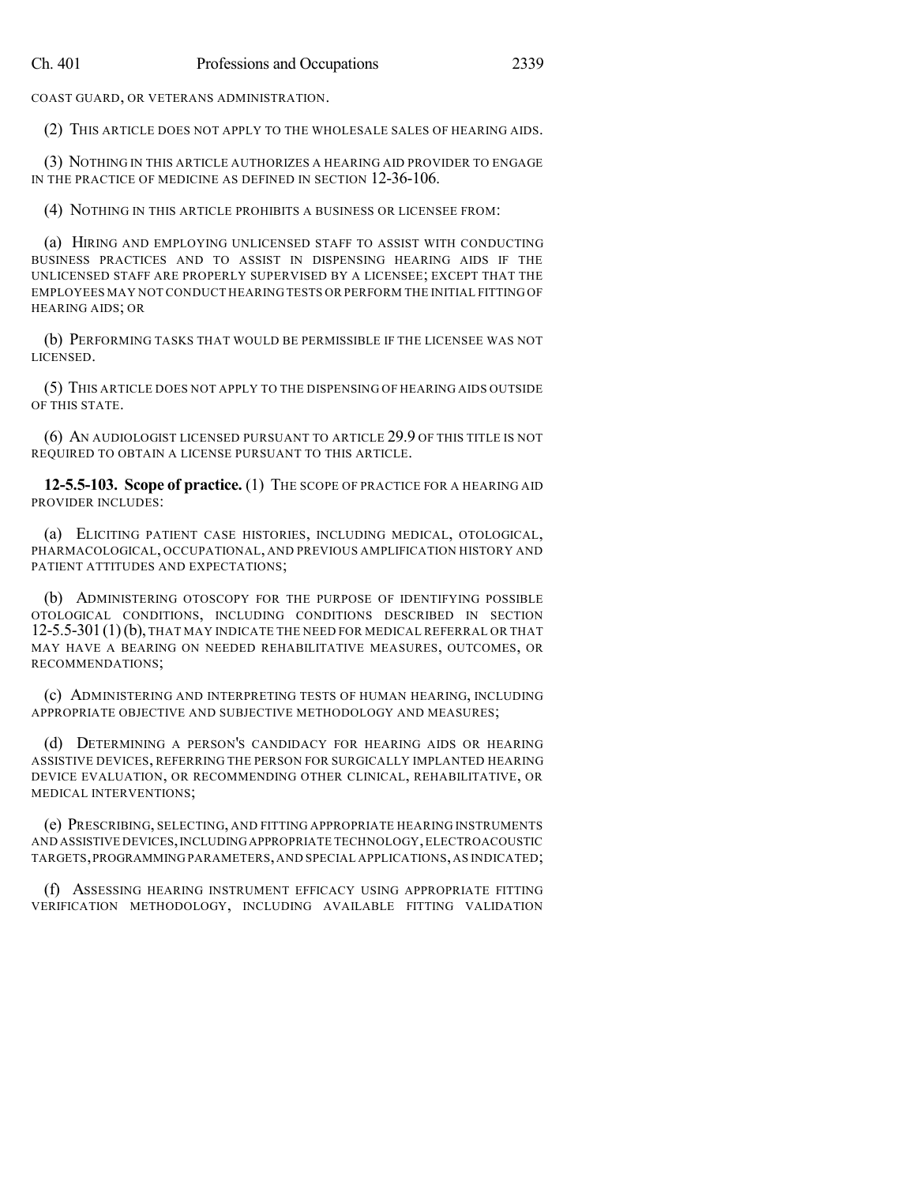COAST GUARD, OR VETERANS ADMINISTRATION.

(2) THIS ARTICLE DOES NOT APPLY TO THE WHOLESALE SALES OF HEARING AIDS.

(3) NOTHING IN THIS ARTICLE AUTHORIZES A HEARING AID PROVIDER TO ENGAGE IN THE PRACTICE OF MEDICINE AS DEFINED IN SECTION 12-36-106.

(4) NOTHING IN THIS ARTICLE PROHIBITS A BUSINESS OR LICENSEE FROM:

(a) HIRING AND EMPLOYING UNLICENSED STAFF TO ASSIST WITH CONDUCTING BUSINESS PRACTICES AND TO ASSIST IN DISPENSING HEARING AIDS IF THE UNLICENSED STAFF ARE PROPERLY SUPERVISED BY A LICENSEE; EXCEPT THAT THE EMPLOYEES MAY NOT CONDUCT HEARING TESTS OR PERFORM THE INITIAL FITTING OF HEARING AIDS; OR

(b) PERFORMING TASKS THAT WOULD BE PERMISSIBLE IF THE LICENSEE WAS NOT LICENSED.

(5) THIS ARTICLE DOES NOT APPLY TO THE DISPENSING OF HEARING AIDS OUTSIDE OF THIS STATE.

(6) AN AUDIOLOGIST LICENSED PURSUANT TO ARTICLE 29.9 OF THIS TITLE IS NOT REQUIRED TO OBTAIN A LICENSE PURSUANT TO THIS ARTICLE.

**12-5.5-103. Scope of practice.** (1) THE SCOPE OF PRACTICE FOR A HEARING AID PROVIDER INCLUDES:

(a) ELICITING PATIENT CASE HISTORIES, INCLUDING MEDICAL, OTOLOGICAL, PHARMACOLOGICAL, OCCUPATIONAL, AND PREVIOUS AMPLIFICATION HISTORY AND PATIENT ATTITUDES AND EXPECTATIONS;

(b) ADMINISTERING OTOSCOPY FOR THE PURPOSE OF IDENTIFYING POSSIBLE OTOLOGICAL CONDITIONS, INCLUDING CONDITIONS DESCRIBED IN SECTION 12-5.5-301 (1) (b), THAT MAY INDICATE THE NEED FOR MEDICAL REFERRAL OR THAT MAY HAVE A BEARING ON NEEDED REHABILITATIVE MEASURES, OUTCOMES, OR RECOMMENDATIONS;

(c) ADMINISTERING AND INTERPRETING TESTS OF HUMAN HEARING, INCLUDING APPROPRIATE OBJECTIVE AND SUBJECTIVE METHODOLOGY AND MEASURES;

(d) DETERMINING A PERSON'S CANDIDACY FOR HEARING AIDS OR HEARING ASSISTIVE DEVICES, REFERRING THE PERSON FOR SURGICALLY IMPLANTED HEARING DEVICE EVALUATION, OR RECOMMENDING OTHER CLINICAL, REHABILITATIVE, OR MEDICAL INTERVENTIONS;

(e) PRESCRIBING, SELECTING, AND FITTING APPROPRIATE HEARING INSTRUMENTS AND ASSISTIVE DEVICES, INCLUDING APPROPRIATE TECHNOLOGY, ELECTROACOUSTIC TARGETS, PROGRAMMING PARAMETERS, AND SPECIAL APPLICATIONS, AS INDICATED;

(f) ASSESSING HEARING INSTRUMENT EFFICACY USING APPROPRIATE FITTING VERIFICATION METHODOLOGY, INCLUDING AVAILABLE FITTING VALIDATION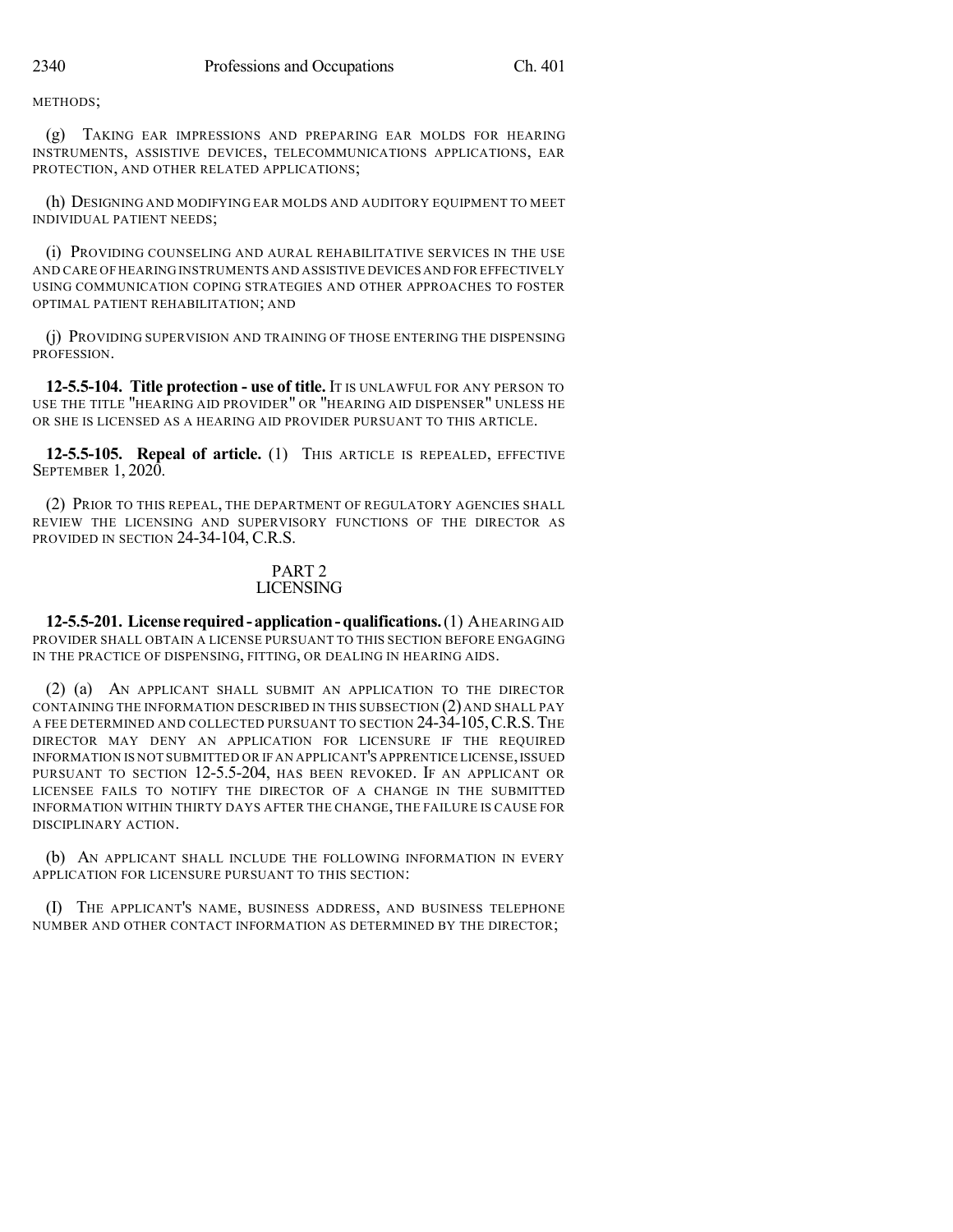METHODS;

(g) TAKING EAR IMPRESSIONS AND PREPARING EAR MOLDS FOR HEARING INSTRUMENTS, ASSISTIVE DEVICES, TELECOMMUNICATIONS APPLICATIONS, EAR PROTECTION, AND OTHER RELATED APPLICATIONS;

(h) DESIGNING AND MODIFYING EAR MOLDS AND AUDITORY EQUIPMENT TO MEET INDIVIDUAL PATIENT NEEDS;

(i) PROVIDING COUNSELING AND AURAL REHABILITATIVE SERVICES IN THE USE AND CARE OF HEARING INSTRUMENTS AND ASSISTIVE DEVICES AND FOR EFFECTIVELY USING COMMUNICATION COPING STRATEGIES AND OTHER APPROACHES TO FOSTER OPTIMAL PATIENT REHABILITATION; AND

(j) PROVIDING SUPERVISION AND TRAINING OF THOSE ENTERING THE DISPENSING PROFESSION.

**12-5.5-104. Title protection - use of title.** IT IS UNLAWFUL FOR ANY PERSON TO USE THE TITLE "HEARING AID PROVIDER" OR "HEARING AID DISPENSER" UNLESS HE OR SHE IS LICENSED AS A HEARING AID PROVIDER PURSUANT TO THIS ARTICLE.

**12-5.5-105. Repeal of article.** (1) THIS ARTICLE IS REPEALED, EFFECTIVE SEPTEMBER 1, 2020.

(2) PRIOR TO THIS REPEAL, THE DEPARTMENT OF REGULATORY AGENCIES SHALL REVIEW THE LICENSING AND SUPERVISORY FUNCTIONS OF THE DIRECTOR AS PROVIDED IN SECTION 24-34-104, C.R.S.

## PART 2
## LICENSING

**12-5.5-201. License required - application - qualifications.** (1) A HEARING AID PROVIDER SHALL OBTAIN A LICENSE PURSUANT TO THIS SECTION BEFORE ENGAGING IN THE PRACTICE OF DISPENSING, FITTING, OR DEALING IN HEARING AIDS.

(2) (a) AN APPLICANT SHALL SUBMIT AN APPLICATION TO THE DIRECTOR CONTAINING THE INFORMATION DESCRIBED IN THIS SUBSECTION (2) AND SHALL PAY A FEE DETERMINED AND COLLECTED PURSUANT TO SECTION 24-34-105, C.R.S. THE DIRECTOR MAY DENY AN APPLICATION FOR LICENSURE IF THE REQUIRED INFORMATION IS NOT SUBMITTED OR IF AN APPLICANT'S APPRENTICE LICENSE, ISSUED PURSUANT TO SECTION 12-5.5-204, HAS BEEN REVOKED. IF AN APPLICANT OR LICENSEE FAILS TO NOTIFY THE DIRECTOR OF A CHANGE IN THE SUBMITTED INFORMATION WITHIN THIRTY DAYS AFTER THE CHANGE, THE FAILURE IS CAUSE FOR DISCIPLINARY ACTION.

(b) AN APPLICANT SHALL INCLUDE THE FOLLOWING INFORMATION IN EVERY APPLICATION FOR LICENSURE PURSUANT TO THIS SECTION:

(I) THE APPLICANT'S NAME, BUSINESS ADDRESS, AND BUSINESS TELEPHONE NUMBER AND OTHER CONTACT INFORMATION AS DETERMINED BY THE DIRECTOR;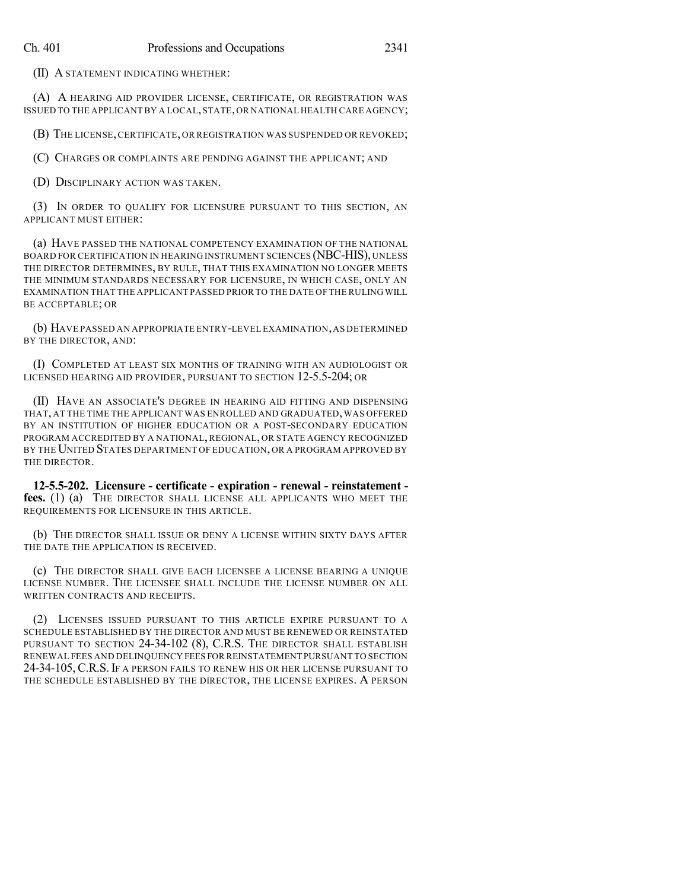(II) A STATEMENT INDICATING WHETHER:

(A) A HEARING AID PROVIDER LICENSE, CERTIFICATE, OR REGISTRATION WAS ISSUED TO THE APPLICANT BY A LOCAL, STATE, OR NATIONAL HEALTH CARE AGENCY;

(B) THE LICENSE, CERTIFICATE, OR REGISTRATION WAS SUSPENDED OR REVOKED;

(C) CHARGES OR COMPLAINTS ARE PENDING AGAINST THE APPLICANT; AND

(D) DISCIPLINARY ACTION WAS TAKEN.

(3) IN ORDER TO QUALIFY FOR LICENSURE PURSUANT TO THIS SECTION, AN APPLICANT MUST EITHER:

(a) HAVE PASSED THE NATIONAL COMPETENCY EXAMINATION OF THE NATIONAL BOARD FOR CERTIFICATION IN HEARING INSTRUMENT SCIENCES (NBC-HIS), UNLESS THE DIRECTOR DETERMINES, BY RULE, THAT THIS EXAMINATION NO LONGER MEETS THE MINIMUM STANDARDS NECESSARY FOR LICENSURE, IN WHICH CASE, ONLY AN EXAMINATION THAT THE APPLICANT PASSED PRIOR TO THE DATE OF THE RULING WILL BE ACCEPTABLE; OR

(b) HAVE PASSED AN APPROPRIATE ENTRY-LEVEL EXAMINATION, AS DETERMINED BY THE DIRECTOR, AND:

(I) COMPLETED AT LEAST SIX MONTHS OF TRAINING WITH AN AUDIOLOGIST OR LICENSED HEARING AID PROVIDER, PURSUANT TO SECTION 12-5.5-204; OR

(II) HAVE AN ASSOCIATE'S DEGREE IN HEARING AID FITTING AND DISPENSING THAT, AT THE TIME THE APPLICANT WAS ENROLLED AND GRADUATED, WAS OFFERED BY AN INSTITUTION OF HIGHER EDUCATION OR A POST-SECONDARY EDUCATION PROGRAM ACCREDITED BY A NATIONAL, REGIONAL, OR STATE AGENCY RECOGNIZED BY THE UNITED STATES DEPARTMENT OF EDUCATION, OR A PROGRAM APPROVED BY THE DIRECTOR.

**12-5.5-202. Licensure - certificate - expiration - renewal - reinstatement - fees.** (1) (a) THE DIRECTOR SHALL LICENSE ALL APPLICANTS WHO MEET THE REQUIREMENTS FOR LICENSURE IN THIS ARTICLE.

(b) THE DIRECTOR SHALL ISSUE OR DENY A LICENSE WITHIN SIXTY DAYS AFTER THE DATE THE APPLICATION IS RECEIVED.

(c) THE DIRECTOR SHALL GIVE EACH LICENSEE A LICENSE BEARING A UNIQUE LICENSE NUMBER. THE LICENSEE SHALL INCLUDE THE LICENSE NUMBER ON ALL WRITTEN CONTRACTS AND RECEIPTS.

(2) LICENSES ISSUED PURSUANT TO THIS ARTICLE EXPIRE PURSUANT TO A SCHEDULE ESTABLISHED BY THE DIRECTOR AND MUST BE RENEWED OR REINSTATED PURSUANT TO SECTION 24-34-102 (8), C.R.S. THE DIRECTOR SHALL ESTABLISH RENEWAL FEES AND DELINQUENCY FEES FOR REINSTATEMENT PURSUANT TO SECTION 24-34-105, C.R.S. IF A PERSON FAILS TO RENEW HIS OR HER LICENSE PURSUANT TO THE SCHEDULE ESTABLISHED BY THE DIRECTOR, THE LICENSE EXPIRES. A PERSON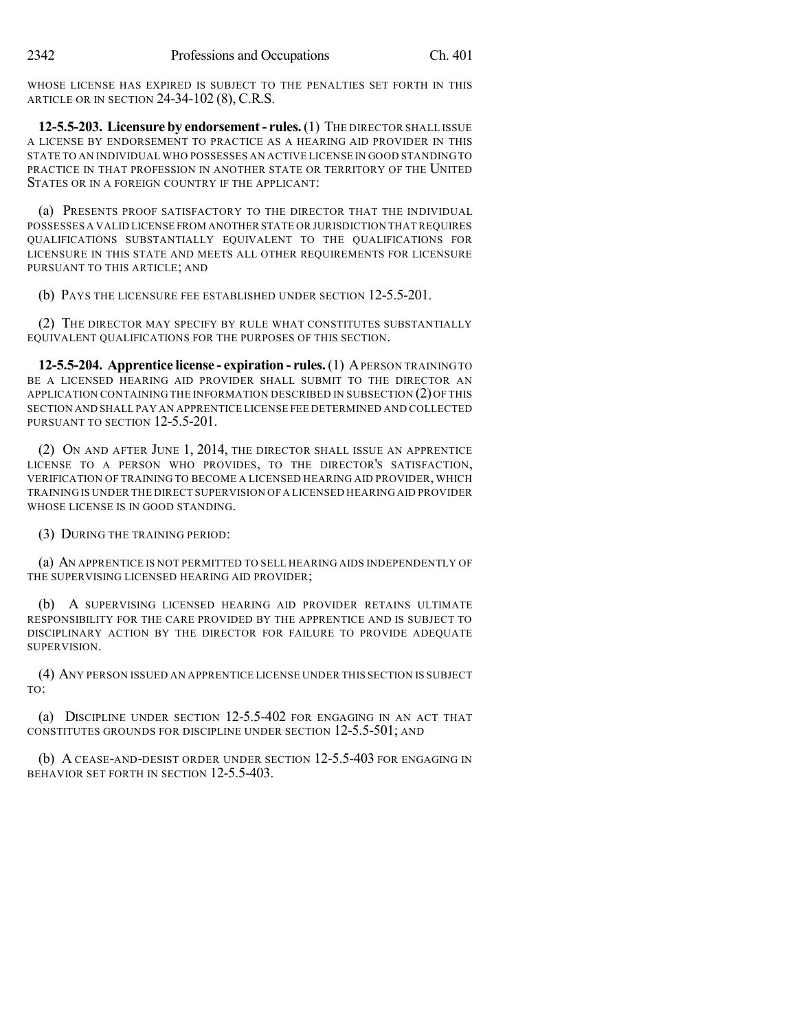WHOSE LICENSE HAS EXPIRED IS SUBJECT TO THE PENALTIES SET FORTH IN THIS ARTICLE OR IN SECTION 24-34-102 (8), C.R.S.

**12-5.5-203. Licensure by endorsement - rules.** (1) THE DIRECTOR SHALL ISSUE A LICENSE BY ENDORSEMENT TO PRACTICE AS A HEARING AID PROVIDER IN THIS STATE TO AN INDIVIDUAL WHO POSSESSES AN ACTIVE LICENSE IN GOOD STANDING TO PRACTICE IN THAT PROFESSION IN ANOTHER STATE OR TERRITORY OF THE UNITED STATES OR IN A FOREIGN COUNTRY IF THE APPLICANT:

(a) PRESENTS PROOF SATISFACTORY TO THE DIRECTOR THAT THE INDIVIDUAL POSSESSES A VALID LICENSE FROM ANOTHER STATE OR JURISDICTION THAT REQUIRES QUALIFICATIONS SUBSTANTIALLY EQUIVALENT TO THE QUALIFICATIONS FOR LICENSURE IN THIS STATE AND MEETS ALL OTHER REQUIREMENTS FOR LICENSURE PURSUANT TO THIS ARTICLE; AND

(b) PAYS THE LICENSURE FEE ESTABLISHED UNDER SECTION 12-5.5-201.

(2) THE DIRECTOR MAY SPECIFY BY RULE WHAT CONSTITUTES SUBSTANTIALLY EQUIVALENT QUALIFICATIONS FOR THE PURPOSES OF THIS SECTION.

**12-5.5-204. Apprentice license - expiration - rules.** (1) A PERSON TRAINING TO BE A LICENSED HEARING AID PROVIDER SHALL SUBMIT TO THE DIRECTOR AN APPLICATION CONTAINING THE INFORMATION DESCRIBED IN SUBSECTION (2) OF THIS SECTION AND SHALL PAY AN APPRENTICE LICENSE FEE DETERMINED AND COLLECTED PURSUANT TO SECTION 12-5.5-201.

(2) ON AND AFTER JUNE 1, 2014, THE DIRECTOR SHALL ISSUE AN APPRENTICE LICENSE TO A PERSON WHO PROVIDES, TO THE DIRECTOR'S SATISFACTION, VERIFICATION OF TRAINING TO BECOME A LICENSED HEARING AID PROVIDER, WHICH TRAINING IS UNDER THE DIRECT SUPERVISION OF A LICENSED HEARING AID PROVIDER WHOSE LICENSE IS IN GOOD STANDING.

(3) DURING THE TRAINING PERIOD:

(a) AN APPRENTICE IS NOT PERMITTED TO SELL HEARING AIDS INDEPENDENTLY OF THE SUPERVISING LICENSED HEARING AID PROVIDER;

(b) A SUPERVISING LICENSED HEARING AID PROVIDER RETAINS ULTIMATE RESPONSIBILITY FOR THE CARE PROVIDED BY THE APPRENTICE AND IS SUBJECT TO DISCIPLINARY ACTION BY THE DIRECTOR FOR FAILURE TO PROVIDE ADEQUATE SUPERVISION.

(4) ANY PERSON ISSUED AN APPRENTICE LICENSE UNDER THIS SECTION IS SUBJECT TO:

(a) DISCIPLINE UNDER SECTION 12-5.5-402 FOR ENGAGING IN AN ACT THAT CONSTITUTES GROUNDS FOR DISCIPLINE UNDER SECTION 12-5.5-501; AND

(b) A CEASE-AND-DESIST ORDER UNDER SECTION 12-5.5-403 FOR ENGAGING IN BEHAVIOR SET FORTH IN SECTION 12-5.5-403.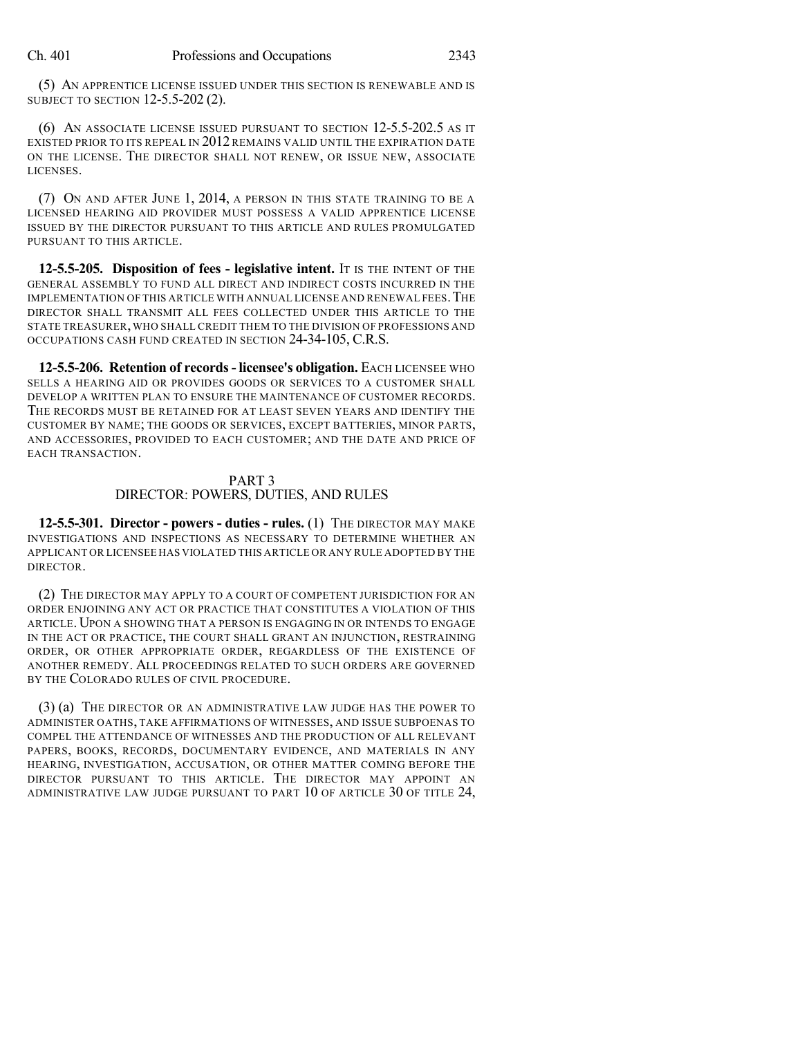(5) AN APPRENTICE LICENSE ISSUED UNDER THIS SECTION IS RENEWABLE AND IS SUBJECT TO SECTION 12-5.5-202 (2).

(6) AN ASSOCIATE LICENSE ISSUED PURSUANT TO SECTION 12-5.5-202.5 AS IT EXISTED PRIOR TO ITS REPEAL IN 2012 REMAINS VALID UNTIL THE EXPIRATION DATE ON THE LICENSE. THE DIRECTOR SHALL NOT RENEW, OR ISSUE NEW, ASSOCIATE LICENSES.

(7) ON AND AFTER JUNE 1, 2014, A PERSON IN THIS STATE TRAINING TO BE A LICENSED HEARING AID PROVIDER MUST POSSESS A VALID APPRENTICE LICENSE ISSUED BY THE DIRECTOR PURSUANT TO THIS ARTICLE AND RULES PROMULGATED PURSUANT TO THIS ARTICLE.

**12-5.5-205. Disposition of fees - legislative intent.** IT IS THE INTENT OF THE GENERAL ASSEMBLY TO FUND ALL DIRECT AND INDIRECT COSTS INCURRED IN THE IMPLEMENTATION OF THIS ARTICLE WITH ANNUAL LICENSE AND RENEWAL FEES. THE DIRECTOR SHALL TRANSMIT ALL FEES COLLECTED UNDER THIS ARTICLE TO THE STATE TREASURER, WHO SHALL CREDIT THEM TO THE DIVISION OF PROFESSIONS AND OCCUPATIONS CASH FUND CREATED IN SECTION 24-34-105, C.R.S.

**12-5.5-206. Retention of records - licensee's obligation.** EACH LICENSEE WHO SELLS A HEARING AID OR PROVIDES GOODS OR SERVICES TO A CUSTOMER SHALL DEVELOP A WRITTEN PLAN TO ENSURE THE MAINTENANCE OF CUSTOMER RECORDS. THE RECORDS MUST BE RETAINED FOR AT LEAST SEVEN YEARS AND IDENTIFY THE CUSTOMER BY NAME; THE GOODS OR SERVICES, EXCEPT BATTERIES, MINOR PARTS, AND ACCESSORIES, PROVIDED TO EACH CUSTOMER; AND THE DATE AND PRICE OF EACH TRANSACTION.

## PART 3
## DIRECTOR: POWERS, DUTIES, AND RULES

**12-5.5-301. Director - powers - duties - rules.** (1) THE DIRECTOR MAY MAKE INVESTIGATIONS AND INSPECTIONS AS NECESSARY TO DETERMINE WHETHER AN APPLICANT OR LICENSEE HAS VIOLATED THIS ARTICLE OR ANY RULE ADOPTED BY THE DIRECTOR.

(2) THE DIRECTOR MAY APPLY TO A COURT OF COMPETENT JURISDICTION FOR AN ORDER ENJOINING ANY ACT OR PRACTICE THAT CONSTITUTES A VIOLATION OF THIS ARTICLE. UPON A SHOWING THAT A PERSON IS ENGAGING IN OR INTENDS TO ENGAGE IN THE ACT OR PRACTICE, THE COURT SHALL GRANT AN INJUNCTION, RESTRAINING ORDER, OR OTHER APPROPRIATE ORDER, REGARDLESS OF THE EXISTENCE OF ANOTHER REMEDY. ALL PROCEEDINGS RELATED TO SUCH ORDERS ARE GOVERNED BY THE COLORADO RULES OF CIVIL PROCEDURE.

(3) (a) THE DIRECTOR OR AN ADMINISTRATIVE LAW JUDGE HAS THE POWER TO ADMINISTER OATHS, TAKE AFFIRMATIONS OF WITNESSES, AND ISSUE SUBPOENAS TO COMPEL THE ATTENDANCE OF WITNESSES AND THE PRODUCTION OF ALL RELEVANT PAPERS, BOOKS, RECORDS, DOCUMENTARY EVIDENCE, AND MATERIALS IN ANY HEARING, INVESTIGATION, ACCUSATION, OR OTHER MATTER COMING BEFORE THE DIRECTOR PURSUANT TO THIS ARTICLE. THE DIRECTOR MAY APPOINT AN ADMINISTRATIVE LAW JUDGE PURSUANT TO PART 10 OF ARTICLE 30 OF TITLE 24,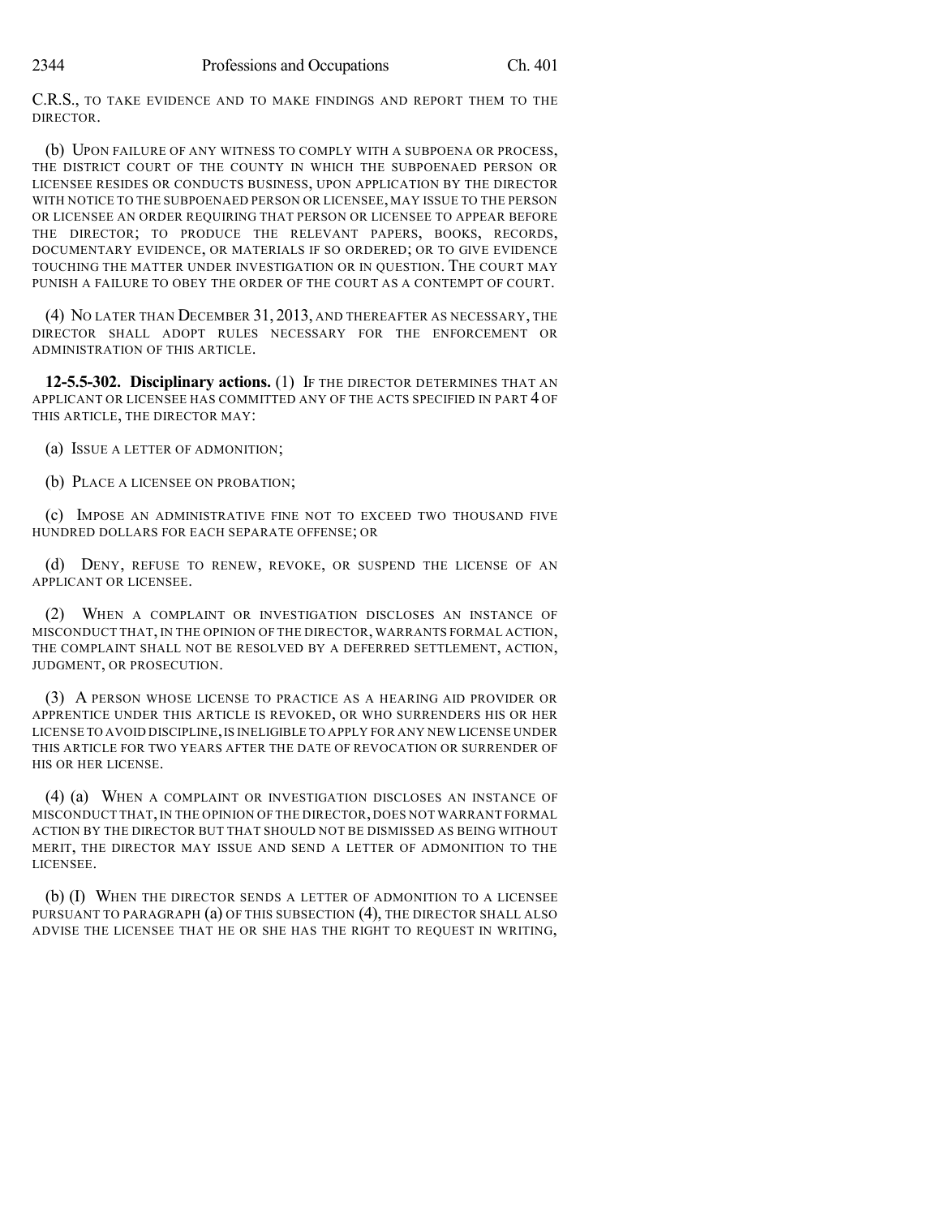C.R.S., TO TAKE EVIDENCE AND TO MAKE FINDINGS AND REPORT THEM TO THE DIRECTOR.

(b) UPON FAILURE OF ANY WITNESS TO COMPLY WITH A SUBPOENA OR PROCESS, THE DISTRICT COURT OF THE COUNTY IN WHICH THE SUBPOENAED PERSON OR LICENSEE RESIDES OR CONDUCTS BUSINESS, UPON APPLICATION BY THE DIRECTOR WITH NOTICE TO THE SUBPOENAED PERSON OR LICENSEE, MAY ISSUE TO THE PERSON OR LICENSEE AN ORDER REQUIRING THAT PERSON OR LICENSEE TO APPEAR BEFORE THE DIRECTOR; TO PRODUCE THE RELEVANT PAPERS, BOOKS, RECORDS, DOCUMENTARY EVIDENCE, OR MATERIALS IF SO ORDERED; OR TO GIVE EVIDENCE TOUCHING THE MATTER UNDER INVESTIGATION OR IN QUESTION. THE COURT MAY PUNISH A FAILURE TO OBEY THE ORDER OF THE COURT AS A CONTEMPT OF COURT.

(4) NO LATER THAN DECEMBER 31, 2013, AND THEREAFTER AS NECESSARY, THE DIRECTOR SHALL ADOPT RULES NECESSARY FOR THE ENFORCEMENT OR ADMINISTRATION OF THIS ARTICLE.

**12-5.5-302. Disciplinary actions.** (1) IF THE DIRECTOR DETERMINES THAT AN APPLICANT OR LICENSEE HAS COMMITTED ANY OF THE ACTS SPECIFIED IN PART 4 OF THIS ARTICLE, THE DIRECTOR MAY:

(a) ISSUE A LETTER OF ADMONITION;

(b) PLACE A LICENSEE ON PROBATION;

(c) IMPOSE AN ADMINISTRATIVE FINE NOT TO EXCEED TWO THOUSAND FIVE HUNDRED DOLLARS FOR EACH SEPARATE OFFENSE; OR

(d) DENY, REFUSE TO RENEW, REVOKE, OR SUSPEND THE LICENSE OF AN APPLICANT OR LICENSEE.

(2) WHEN A COMPLAINT OR INVESTIGATION DISCLOSES AN INSTANCE OF MISCONDUCT THAT, IN THE OPINION OF THE DIRECTOR, WARRANTS FORMAL ACTION, THE COMPLAINT SHALL NOT BE RESOLVED BY A DEFERRED SETTLEMENT, ACTION, JUDGMENT, OR PROSECUTION.

(3) A PERSON WHOSE LICENSE TO PRACTICE AS A HEARING AID PROVIDER OR APPRENTICE UNDER THIS ARTICLE IS REVOKED, OR WHO SURRENDERS HIS OR HER LICENSE TO AVOID DISCIPLINE, IS INELIGIBLE TO APPLY FOR ANY NEW LICENSE UNDER THIS ARTICLE FOR TWO YEARS AFTER THE DATE OF REVOCATION OR SURRENDER OF HIS OR HER LICENSE.

(4) (a) WHEN A COMPLAINT OR INVESTIGATION DISCLOSES AN INSTANCE OF MISCONDUCT THAT, IN THE OPINION OF THE DIRECTOR, DOES NOT WARRANT FORMAL ACTION BY THE DIRECTOR BUT THAT SHOULD NOT BE DISMISSED AS BEING WITHOUT MERIT, THE DIRECTOR MAY ISSUE AND SEND A LETTER OF ADMONITION TO THE LICENSEE.

(b) (I) WHEN THE DIRECTOR SENDS A LETTER OF ADMONITION TO A LICENSEE PURSUANT TO PARAGRAPH (a) OF THIS SUBSECTION (4), THE DIRECTOR SHALL ALSO ADVISE THE LICENSEE THAT HE OR SHE HAS THE RIGHT TO REQUEST IN WRITING,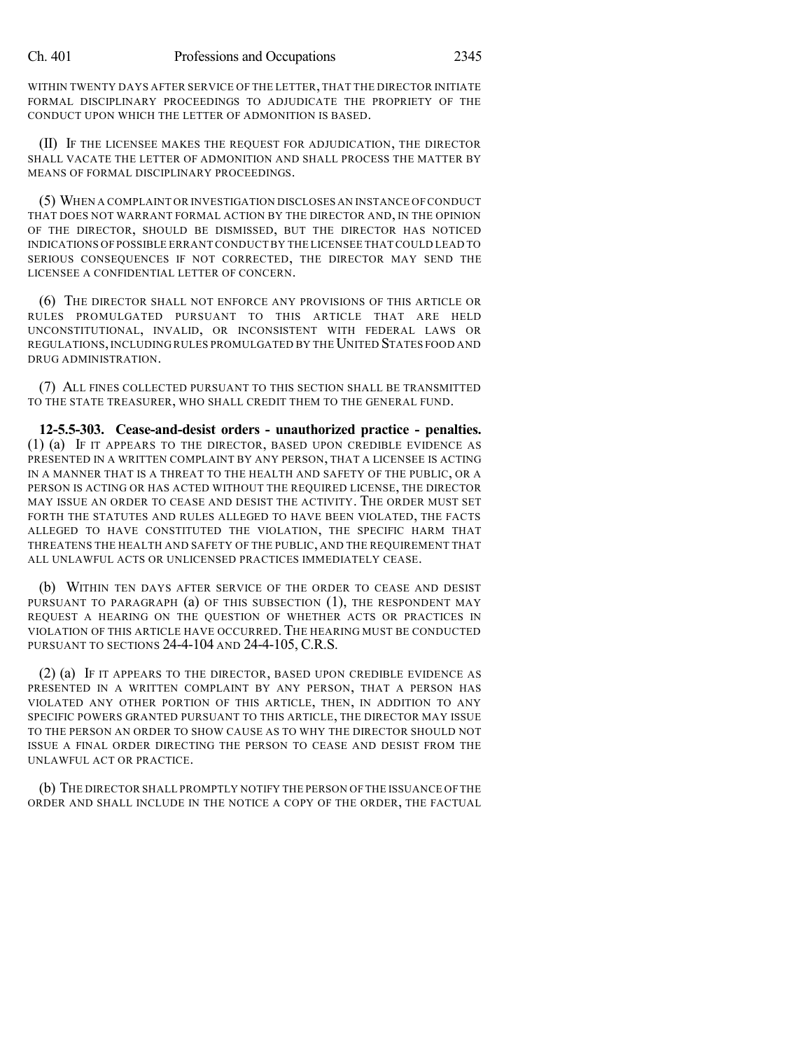WITHIN TWENTY DAYS AFTER SERVICE OF THE LETTER, THAT THE DIRECTOR INITIATE FORMAL DISCIPLINARY PROCEEDINGS TO ADJUDICATE THE PROPRIETY OF THE CONDUCT UPON WHICH THE LETTER OF ADMONITION IS BASED.

(II) IF THE LICENSEE MAKES THE REQUEST FOR ADJUDICATION, THE DIRECTOR SHALL VACATE THE LETTER OF ADMONITION AND SHALL PROCESS THE MATTER BY MEANS OF FORMAL DISCIPLINARY PROCEEDINGS.

(5) WHEN A COMPLAINT OR INVESTIGATION DISCLOSES AN INSTANCE OF CONDUCT THAT DOES NOT WARRANT FORMAL ACTION BY THE DIRECTOR AND, IN THE OPINION OF THE DIRECTOR, SHOULD BE DISMISSED, BUT THE DIRECTOR HAS NOTICED INDICATIONS OF POSSIBLE ERRANT CONDUCT BY THE LICENSEE THAT COULD LEAD TO SERIOUS CONSEQUENCES IF NOT CORRECTED, THE DIRECTOR MAY SEND THE LICENSEE A CONFIDENTIAL LETTER OF CONCERN.

(6) THE DIRECTOR SHALL NOT ENFORCE ANY PROVISIONS OF THIS ARTICLE OR RULES PROMULGATED PURSUANT TO THIS ARTICLE THAT ARE HELD UNCONSTITUTIONAL, INVALID, OR INCONSISTENT WITH FEDERAL LAWS OR REGULATIONS, INCLUDING RULES PROMULGATED BY THE UNITED STATES FOOD AND DRUG ADMINISTRATION.

(7) ALL FINES COLLECTED PURSUANT TO THIS SECTION SHALL BE TRANSMITTED TO THE STATE TREASURER, WHO SHALL CREDIT THEM TO THE GENERAL FUND.

**12-5.5-303. Cease-and-desist orders - unauthorized practice - penalties.** (1) (a) IF IT APPEARS TO THE DIRECTOR, BASED UPON CREDIBLE EVIDENCE AS PRESENTED IN A WRITTEN COMPLAINT BY ANY PERSON, THAT A LICENSEE IS ACTING IN A MANNER THAT IS A THREAT TO THE HEALTH AND SAFETY OF THE PUBLIC, OR A PERSON IS ACTING OR HAS ACTED WITHOUT THE REQUIRED LICENSE, THE DIRECTOR MAY ISSUE AN ORDER TO CEASE AND DESIST THE ACTIVITY. THE ORDER MUST SET FORTH THE STATUTES AND RULES ALLEGED TO HAVE BEEN VIOLATED, THE FACTS ALLEGED TO HAVE CONSTITUTED THE VIOLATION, THE SPECIFIC HARM THAT THREATENS THE HEALTH AND SAFETY OF THE PUBLIC, AND THE REQUIREMENT THAT ALL UNLAWFUL ACTS OR UNLICENSED PRACTICES IMMEDIATELY CEASE.

(b) WITHIN TEN DAYS AFTER SERVICE OF THE ORDER TO CEASE AND DESIST PURSUANT TO PARAGRAPH (a) OF THIS SUBSECTION (1), THE RESPONDENT MAY REQUEST A HEARING ON THE QUESTION OF WHETHER ACTS OR PRACTICES IN VIOLATION OF THIS ARTICLE HAVE OCCURRED. THE HEARING MUST BE CONDUCTED PURSUANT TO SECTIONS 24-4-104 AND 24-4-105, C.R.S.

(2) (a) IF IT APPEARS TO THE DIRECTOR, BASED UPON CREDIBLE EVIDENCE AS PRESENTED IN A WRITTEN COMPLAINT BY ANY PERSON, THAT A PERSON HAS VIOLATED ANY OTHER PORTION OF THIS ARTICLE, THEN, IN ADDITION TO ANY SPECIFIC POWERS GRANTED PURSUANT TO THIS ARTICLE, THE DIRECTOR MAY ISSUE TO THE PERSON AN ORDER TO SHOW CAUSE AS TO WHY THE DIRECTOR SHOULD NOT ISSUE A FINAL ORDER DIRECTING THE PERSON TO CEASE AND DESIST FROM THE UNLAWFUL ACT OR PRACTICE.

(b) THE DIRECTOR SHALL PROMPTLY NOTIFY THE PERSON OF THE ISSUANCE OF THE ORDER AND SHALL INCLUDE IN THE NOTICE A COPY OF THE ORDER, THE FACTUAL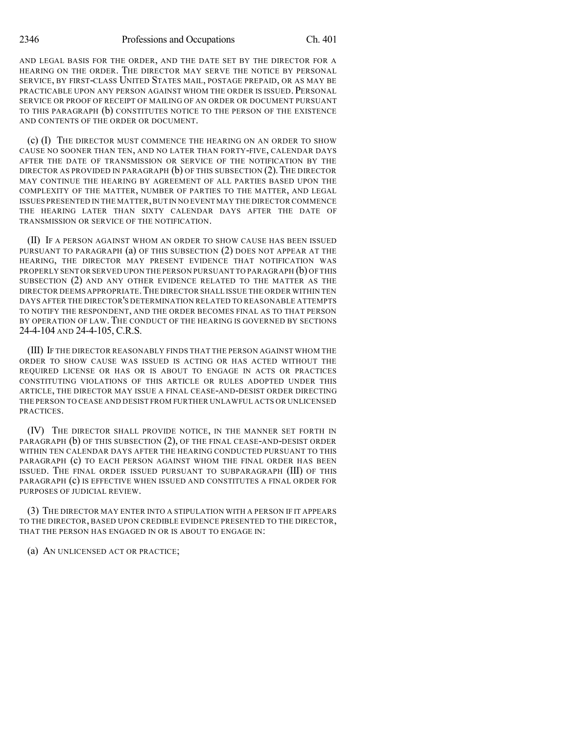AND LEGAL BASIS FOR THE ORDER, AND THE DATE SET BY THE DIRECTOR FOR A HEARING ON THE ORDER. THE DIRECTOR MAY SERVE THE NOTICE BY PERSONAL SERVICE, BY FIRST-CLASS UNITED STATES MAIL, POSTAGE PREPAID, OR AS MAY BE PRACTICABLE UPON ANY PERSON AGAINST WHOM THE ORDER IS ISSUED. PERSONAL SERVICE OR PROOF OF RECEIPT OF MAILING OF AN ORDER OR DOCUMENT PURSUANT TO THIS PARAGRAPH (b) CONSTITUTES NOTICE TO THE PERSON OF THE EXISTENCE AND CONTENTS OF THE ORDER OR DOCUMENT.

(c) (I) THE DIRECTOR MUST COMMENCE THE HEARING ON AN ORDER TO SHOW CAUSE NO SOONER THAN TEN, AND NO LATER THAN FORTY-FIVE, CALENDAR DAYS AFTER THE DATE OF TRANSMISSION OR SERVICE OF THE NOTIFICATION BY THE DIRECTOR AS PROVIDED IN PARAGRAPH (b) OF THIS SUBSECTION (2). THE DIRECTOR MAY CONTINUE THE HEARING BY AGREEMENT OF ALL PARTIES BASED UPON THE COMPLEXITY OF THE MATTER, NUMBER OF PARTIES TO THE MATTER, AND LEGAL ISSUES PRESENTED IN THE MATTER, BUT IN NO EVENT MAY THE DIRECTOR COMMENCE THE HEARING LATER THAN SIXTY CALENDAR DAYS AFTER THE DATE OF TRANSMISSION OR SERVICE OF THE NOTIFICATION.

(II) IF A PERSON AGAINST WHOM AN ORDER TO SHOW CAUSE HAS BEEN ISSUED PURSUANT TO PARAGRAPH (a) OF THIS SUBSECTION (2) DOES NOT APPEAR AT THE HEARING, THE DIRECTOR MAY PRESENT EVIDENCE THAT NOTIFICATION WAS PROPERLY SENT OR SERVED UPON THE PERSON PURSUANT TO PARAGRAPH (b) OF THIS SUBSECTION (2) AND ANY OTHER EVIDENCE RELATED TO THE MATTER AS THE DIRECTOR DEEMS APPROPRIATE. THE DIRECTOR SHALL ISSUE THE ORDER WITHIN TEN DAYS AFTER THE DIRECTOR'S DETERMINATION RELATED TO REASONABLE ATTEMPTS TO NOTIFY THE RESPONDENT, AND THE ORDER BECOMES FINAL AS TO THAT PERSON BY OPERATION OF LAW. THE CONDUCT OF THE HEARING IS GOVERNED BY SECTIONS 24-4-104 AND 24-4-105, C.R.S.

(III) IF THE DIRECTOR REASONABLY FINDS THAT THE PERSON AGAINST WHOM THE ORDER TO SHOW CAUSE WAS ISSUED IS ACTING OR HAS ACTED WITHOUT THE REQUIRED LICENSE OR HAS OR IS ABOUT TO ENGAGE IN ACTS OR PRACTICES CONSTITUTING VIOLATIONS OF THIS ARTICLE OR RULES ADOPTED UNDER THIS ARTICLE, THE DIRECTOR MAY ISSUE A FINAL CEASE-AND-DESIST ORDER DIRECTING THE PERSON TO CEASE AND DESIST FROM FURTHER UNLAWFUL ACTS OR UNLICENSED PRACTICES.

(IV) THE DIRECTOR SHALL PROVIDE NOTICE, IN THE MANNER SET FORTH IN PARAGRAPH (b) OF THIS SUBSECTION (2), OF THE FINAL CEASE-AND-DESIST ORDER WITHIN TEN CALENDAR DAYS AFTER THE HEARING CONDUCTED PURSUANT TO THIS PARAGRAPH (c) TO EACH PERSON AGAINST WHOM THE FINAL ORDER HAS BEEN ISSUED. THE FINAL ORDER ISSUED PURSUANT TO SUBPARAGRAPH (III) OF THIS PARAGRAPH (c) IS EFFECTIVE WHEN ISSUED AND CONSTITUTES A FINAL ORDER FOR PURPOSES OF JUDICIAL REVIEW.

(3) THE DIRECTOR MAY ENTER INTO A STIPULATION WITH A PERSON IF IT APPEARS TO THE DIRECTOR, BASED UPON CREDIBLE EVIDENCE PRESENTED TO THE DIRECTOR, THAT THE PERSON HAS ENGAGED IN OR IS ABOUT TO ENGAGE IN:

(a) AN UNLICENSED ACT OR PRACTICE;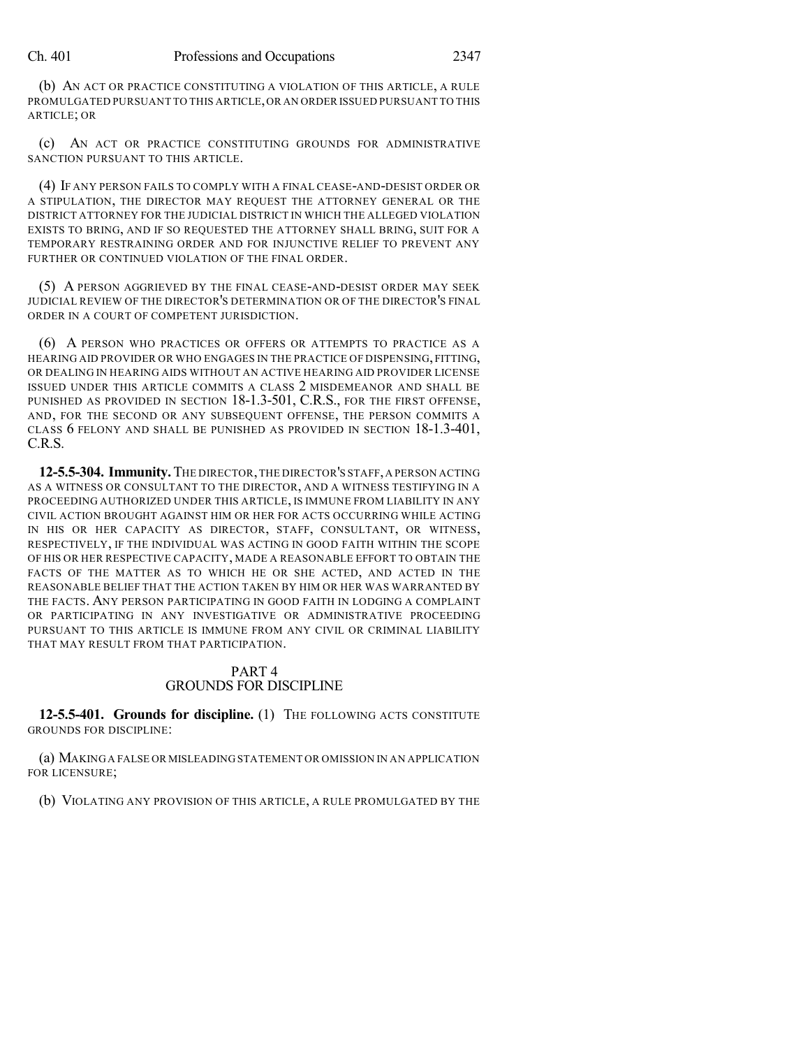(b) AN ACT OR PRACTICE CONSTITUTING A VIOLATION OF THIS ARTICLE, A RULE PROMULGATED PURSUANT TO THIS ARTICLE, OR AN ORDER ISSUED PURSUANT TO THIS ARTICLE; OR

(c) AN ACT OR PRACTICE CONSTITUTING GROUNDS FOR ADMINISTRATIVE SANCTION PURSUANT TO THIS ARTICLE.

(4) IF ANY PERSON FAILS TO COMPLY WITH A FINAL CEASE-AND-DESIST ORDER OR A STIPULATION, THE DIRECTOR MAY REQUEST THE ATTORNEY GENERAL OR THE DISTRICT ATTORNEY FOR THE JUDICIAL DISTRICT IN WHICH THE ALLEGED VIOLATION EXISTS TO BRING, AND IF SO REQUESTED THE ATTORNEY SHALL BRING, SUIT FOR A TEMPORARY RESTRAINING ORDER AND FOR INJUNCTIVE RELIEF TO PREVENT ANY FURTHER OR CONTINUED VIOLATION OF THE FINAL ORDER.

(5) A PERSON AGGRIEVED BY THE FINAL CEASE-AND-DESIST ORDER MAY SEEK JUDICIAL REVIEW OF THE DIRECTOR'S DETERMINATION OR OF THE DIRECTOR'S FINAL ORDER IN A COURT OF COMPETENT JURISDICTION.

(6) A PERSON WHO PRACTICES OR OFFERS OR ATTEMPTS TO PRACTICE AS A HEARING AID PROVIDER OR WHO ENGAGES IN THE PRACTICE OF DISPENSING, FITTING, OR DEALING IN HEARING AIDS WITHOUT AN ACTIVE HEARING AID PROVIDER LICENSE ISSUED UNDER THIS ARTICLE COMMITS A CLASS 2 MISDEMEANOR AND SHALL BE PUNISHED AS PROVIDED IN SECTION 18-1.3-501, C.R.S., FOR THE FIRST OFFENSE, AND, FOR THE SECOND OR ANY SUBSEQUENT OFFENSE, THE PERSON COMMITS A CLASS 6 FELONY AND SHALL BE PUNISHED AS PROVIDED IN SECTION 18-1.3-401, C.R.S.

**12-5.5-304. Immunity.** THE DIRECTOR, THE DIRECTOR'S STAFF, A PERSON ACTING AS A WITNESS OR CONSULTANT TO THE DIRECTOR, AND A WITNESS TESTIFYING IN A PROCEEDING AUTHORIZED UNDER THIS ARTICLE, IS IMMUNE FROM LIABILITY IN ANY CIVIL ACTION BROUGHT AGAINST HIM OR HER FOR ACTS OCCURRING WHILE ACTING IN HIS OR HER CAPACITY AS DIRECTOR, STAFF, CONSULTANT, OR WITNESS, RESPECTIVELY, IF THE INDIVIDUAL WAS ACTING IN GOOD FAITH WITHIN THE SCOPE OF HIS OR HER RESPECTIVE CAPACITY, MADE A REASONABLE EFFORT TO OBTAIN THE FACTS OF THE MATTER AS TO WHICH HE OR SHE ACTED, AND ACTED IN THE REASONABLE BELIEF THAT THE ACTION TAKEN BY HIM OR HER WAS WARRANTED BY THE FACTS. ANY PERSON PARTICIPATING IN GOOD FAITH IN LODGING A COMPLAINT OR PARTICIPATING IN ANY INVESTIGATIVE OR ADMINISTRATIVE PROCEEDING PURSUANT TO THIS ARTICLE IS IMMUNE FROM ANY CIVIL OR CRIMINAL LIABILITY THAT MAY RESULT FROM THAT PARTICIPATION.

## PART 4
## GROUNDS FOR DISCIPLINE

**12-5.5-401. Grounds for discipline.** (1) THE FOLLOWING ACTS CONSTITUTE GROUNDS FOR DISCIPLINE:

(a) MAKING A FALSE OR MISLEADING STATEMENT OR OMISSION IN AN APPLICATION FOR LICENSURE;

(b) VIOLATING ANY PROVISION OF THIS ARTICLE, A RULE PROMULGATED BY THE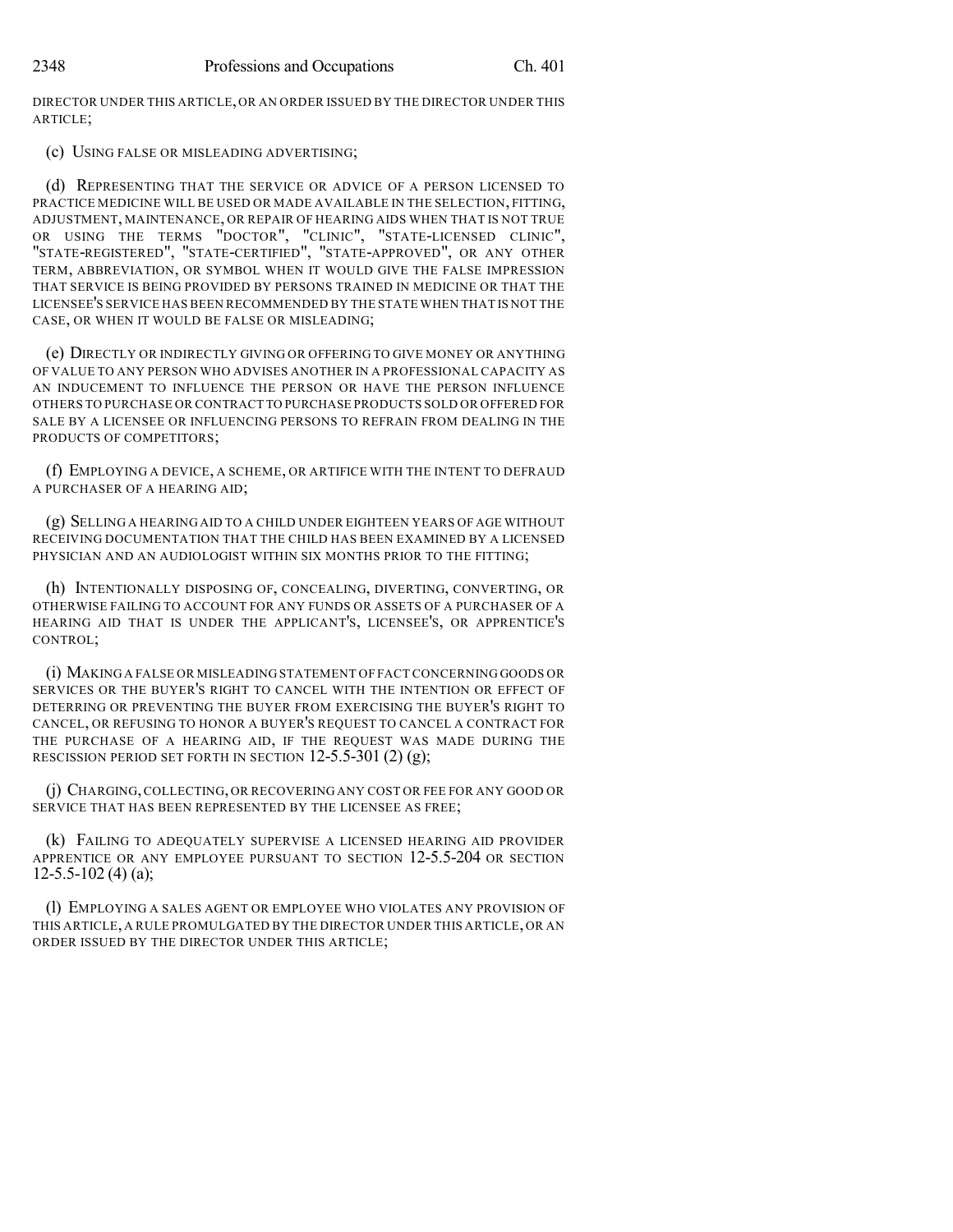DIRECTOR UNDER THIS ARTICLE, OR AN ORDER ISSUED BY THE DIRECTOR UNDER THIS ARTICLE;

(c) USING FALSE OR MISLEADING ADVERTISING;

(d) REPRESENTING THAT THE SERVICE OR ADVICE OF A PERSON LICENSED TO PRACTICE MEDICINE WILL BE USED OR MADE AVAILABLE IN THE SELECTION, FITTING, ADJUSTMENT, MAINTENANCE, OR REPAIR OF HEARING AIDS WHEN THAT IS NOT TRUE OR USING THE TERMS "DOCTOR", "CLINIC", "STATE-LICENSED CLINIC", "STATE-REGISTERED", "STATE-CERTIFIED", "STATE-APPROVED", OR ANY OTHER TERM, ABBREVIATION, OR SYMBOL WHEN IT WOULD GIVE THE FALSE IMPRESSION THAT SERVICE IS BEING PROVIDED BY PERSONS TRAINED IN MEDICINE OR THAT THE LICENSEE'S SERVICE HAS BEEN RECOMMENDED BY THE STATE WHEN THAT IS NOT THE CASE, OR WHEN IT WOULD BE FALSE OR MISLEADING;

(e) DIRECTLY OR INDIRECTLY GIVING OR OFFERING TO GIVE MONEY OR ANYTHING OF VALUE TO ANY PERSON WHO ADVISES ANOTHER IN A PROFESSIONAL CAPACITY AS AN INDUCEMENT TO INFLUENCE THE PERSON OR HAVE THE PERSON INFLUENCE OTHERS TO PURCHASE OR CONTRACT TO PURCHASE PRODUCTS SOLD OR OFFERED FOR SALE BY A LICENSEE OR INFLUENCING PERSONS TO REFRAIN FROM DEALING IN THE PRODUCTS OF COMPETITORS;

(f) EMPLOYING A DEVICE, A SCHEME, OR ARTIFICE WITH THE INTENT TO DEFRAUD A PURCHASER OF A HEARING AID;

(g) SELLING A HEARING AID TO A CHILD UNDER EIGHTEEN YEARS OF AGE WITHOUT RECEIVING DOCUMENTATION THAT THE CHILD HAS BEEN EXAMINED BY A LICENSED PHYSICIAN AND AN AUDIOLOGIST WITHIN SIX MONTHS PRIOR TO THE FITTING;

(h) INTENTIONALLY DISPOSING OF, CONCEALING, DIVERTING, CONVERTING, OR OTHERWISE FAILING TO ACCOUNT FOR ANY FUNDS OR ASSETS OF A PURCHASER OF A HEARING AID THAT IS UNDER THE APPLICANT'S, LICENSEE'S, OR APPRENTICE'S CONTROL;

(i) MAKING A FALSE OR MISLEADING STATEMENT OF FACT CONCERNING GOODS OR SERVICES OR THE BUYER'S RIGHT TO CANCEL WITH THE INTENTION OR EFFECT OF DETERRING OR PREVENTING THE BUYER FROM EXERCISING THE BUYER'S RIGHT TO CANCEL, OR REFUSING TO HONOR A BUYER'S REQUEST TO CANCEL A CONTRACT FOR THE PURCHASE OF A HEARING AID, IF THE REQUEST WAS MADE DURING THE RESCISSION PERIOD SET FORTH IN SECTION 12-5.5-301 (2) (g);

(j) CHARGING, COLLECTING, OR RECOVERING ANY COST OR FEE FOR ANY GOOD OR SERVICE THAT HAS BEEN REPRESENTED BY THE LICENSEE AS FREE;

(k) FAILING TO ADEQUATELY SUPERVISE A LICENSED HEARING AID PROVIDER APPRENTICE OR ANY EMPLOYEE PURSUANT TO SECTION 12-5.5-204 OR SECTION 12-5.5-102 (4) (a);

(l) EMPLOYING A SALES AGENT OR EMPLOYEE WHO VIOLATES ANY PROVISION OF THIS ARTICLE, A RULE PROMULGATED BY THE DIRECTOR UNDER THIS ARTICLE, OR AN ORDER ISSUED BY THE DIRECTOR UNDER THIS ARTICLE;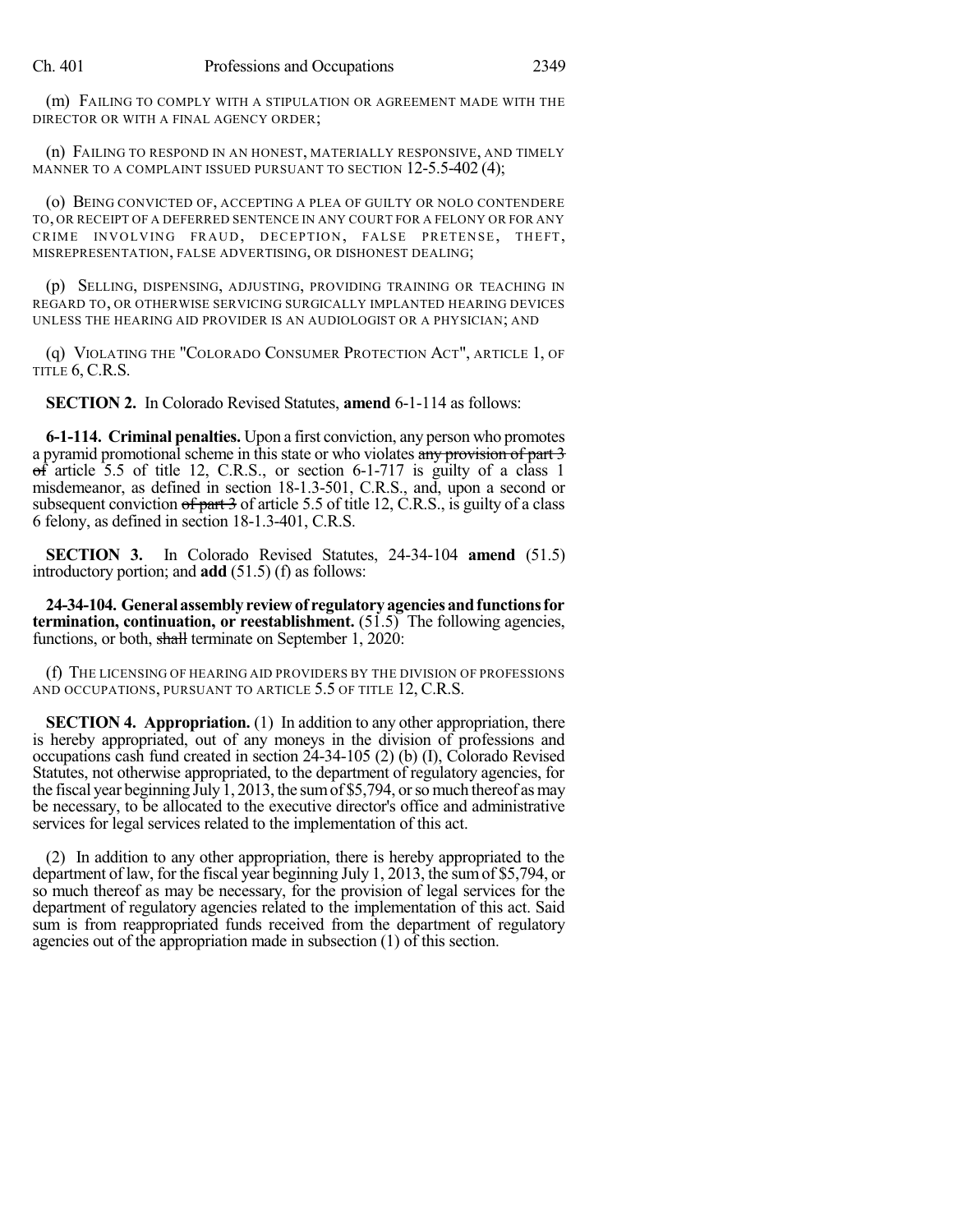(m) FAILING TO COMPLY WITH A STIPULATION OR AGREEMENT MADE WITH THE DIRECTOR OR WITH A FINAL AGENCY ORDER;

(n) FAILING TO RESPOND IN AN HONEST, MATERIALLY RESPONSIVE, AND TIMELY MANNER TO A COMPLAINT ISSUED PURSUANT TO SECTION 12-5.5-402 (4);

(o) BEING CONVICTED OF, ACCEPTING A PLEA OF GUILTY OR NOLO CONTENDERE TO, OR RECEIPT OF A DEFERRED SENTENCE IN ANY COURT FOR A FELONY OR FOR ANY CRIME INVOLVING FRAUD, DECEPTION, FALSE PRETENSE, THEFT, MISREPRESENTATION, FALSE ADVERTISING, OR DISHONEST DEALING;

(p) SELLING, DISPENSING, ADJUSTING, PROVIDING TRAINING OR TEACHING IN REGARD TO, OR OTHERWISE SERVICING SURGICALLY IMPLANTED HEARING DEVICES UNLESS THE HEARING AID PROVIDER IS AN AUDIOLOGIST OR A PHYSICIAN; AND

(q) VIOLATING THE "COLORADO CONSUMER PROTECTION ACT", ARTICLE 1, OF TITLE 6, C.R.S.

**SECTION 2.** In Colorado Revised Statutes, **amend** 6-1-114 as follows:

**6-1-114. Criminal penalties.** Upon a first conviction, any person who promotes a pyramid promotional scheme in this state or who violates ~~any provision of part 3 of~~ article 5.5 of title 12, C.R.S., or section 6-1-717 is guilty of a class 1 misdemeanor, as defined in section 18-1.3-501, C.R.S., and, upon a second or subsequent conviction ~~of part 3~~ of article 5.5 of title 12, C.R.S., is guilty of a class 6 felony, as defined in section 18-1.3-401, C.R.S.

**SECTION 3.** In Colorado Revised Statutes, 24-34-104 **amend** (51.5) introductory portion; and **add** (51.5) (f) as follows:

**24-34-104. General assembly review of regulatory agencies and functions for termination, continuation, or reestablishment.** (51.5) The following agencies, functions, or both, ~~shall~~ terminate on September 1, 2020:

(f) THE LICENSING OF HEARING AID PROVIDERS BY THE DIVISION OF PROFESSIONS AND OCCUPATIONS, PURSUANT TO ARTICLE 5.5 OF TITLE 12, C.R.S.

**SECTION 4. Appropriation.** (1) In addition to any other appropriation, there is hereby appropriated, out of any moneys in the division of professions and occupations cash fund created in section 24-34-105 (2) (b) (I), Colorado Revised Statutes, not otherwise appropriated, to the department of regulatory agencies, for the fiscal year beginning July 1, 2013, the sum of $5,794, or so much thereof as may be necessary, to be allocated to the executive director's office and administrative services for legal services related to the implementation of this act.

(2) In addition to any other appropriation, there is hereby appropriated to the department of law, for the fiscal year beginning July 1, 2013, the sum of $5,794, or so much thereof as may be necessary, for the provision of legal services for the department of regulatory agencies related to the implementation of this act. Said sum is from reappropriated funds received from the department of regulatory agencies out of the appropriation made in subsection (1) of this section.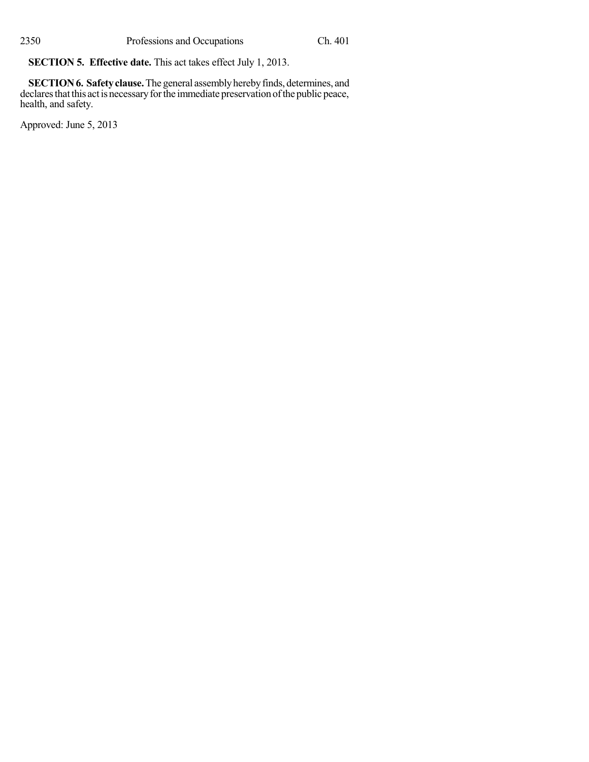**SECTION 5. Effective date.** This act takes effect July 1, 2013.

**SECTION 6. Safety clause.** The general assembly hereby finds, determines, and declares that this act is necessary for the immediate preservation of the public peace, health, and safety.

Approved: June 5, 2013